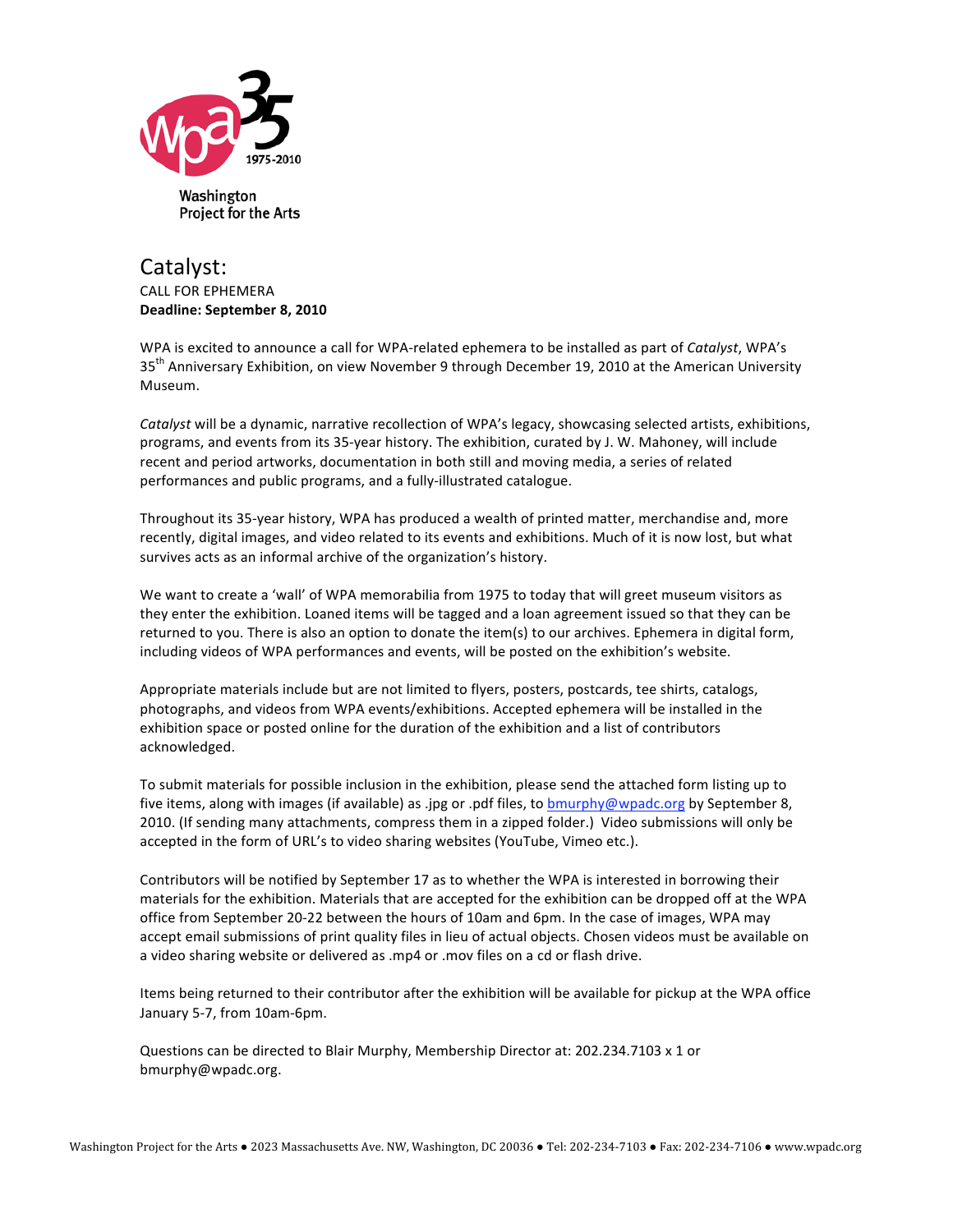wpa 35
1975-2010

Washington Project for the Arts

# Catalyst:

CALL FOR EPHEMERA

**Deadline: September 8, 2010**

WPA is excited to announce a call for WPA-related ephemera to be installed as part of *Catalyst*, WPA's 35th Anniversary Exhibition, on view November 9 through December 19, 2010 at the American University Museum.

*Catalyst* will be a dynamic, narrative recollection of WPA's legacy, showcasing selected artists, exhibitions, programs, and events from its 35-year history. The exhibition, curated by J. W. Mahoney, will include recent and period artworks, documentation in both still and moving media, a series of related performances and public programs, and a fully-illustrated catalogue.

Throughout its 35-year history, WPA has produced a wealth of printed matter, merchandise and, more recently, digital images, and video related to its events and exhibitions. Much of it is now lost, but what survives acts as an informal archive of the organization's history.

We want to create a 'wall' of WPA memorabilia from 1975 to today that will greet museum visitors as they enter the exhibition. Loaned items will be tagged and a loan agreement issued so that they can be returned to you. There is also an option to donate the item(s) to our archives. Ephemera in digital form, including videos of WPA performances and events, will be posted on the exhibition's website.

Appropriate materials include but are not limited to flyers, posters, postcards, tee shirts, catalogs, photographs, and videos from WPA events/exhibitions. Accepted ephemera will be installed in the exhibition space or posted online for the duration of the exhibition and a list of contributors acknowledged.

To submit materials for possible inclusion in the exhibition, please send the attached form listing up to five items, along with images (if available) as .jpg or .pdf files, to bmurphy@wpadc.org by September 8, 2010. (If sending many attachments, compress them in a zipped folder.) Video submissions will only be accepted in the form of URL's to video sharing websites (YouTube, Vimeo etc.).

Contributors will be notified by September 17 as to whether the WPA is interested in borrowing their materials for the exhibition. Materials that are accepted for the exhibition can be dropped off at the WPA office from September 20-22 between the hours of 10am and 6pm. In the case of images, WPA may accept email submissions of print quality files in lieu of actual objects. Chosen videos must be available on a video sharing website or delivered as .mp4 or .mov files on a cd or flash drive.

Items being returned to their contributor after the exhibition will be available for pickup at the WPA office January 5-7, from 10am-6pm.

Questions can be directed to Blair Murphy, Membership Director at: 202.234.7103 x 1 or bmurphy@wpadc.org.

Washington Project for the Arts ● 2023 Massachusetts Ave. NW, Washington, DC 20036 ● Tel: 202-234-7103 ● Fax: 202-234-7106 ● www.wpadc.org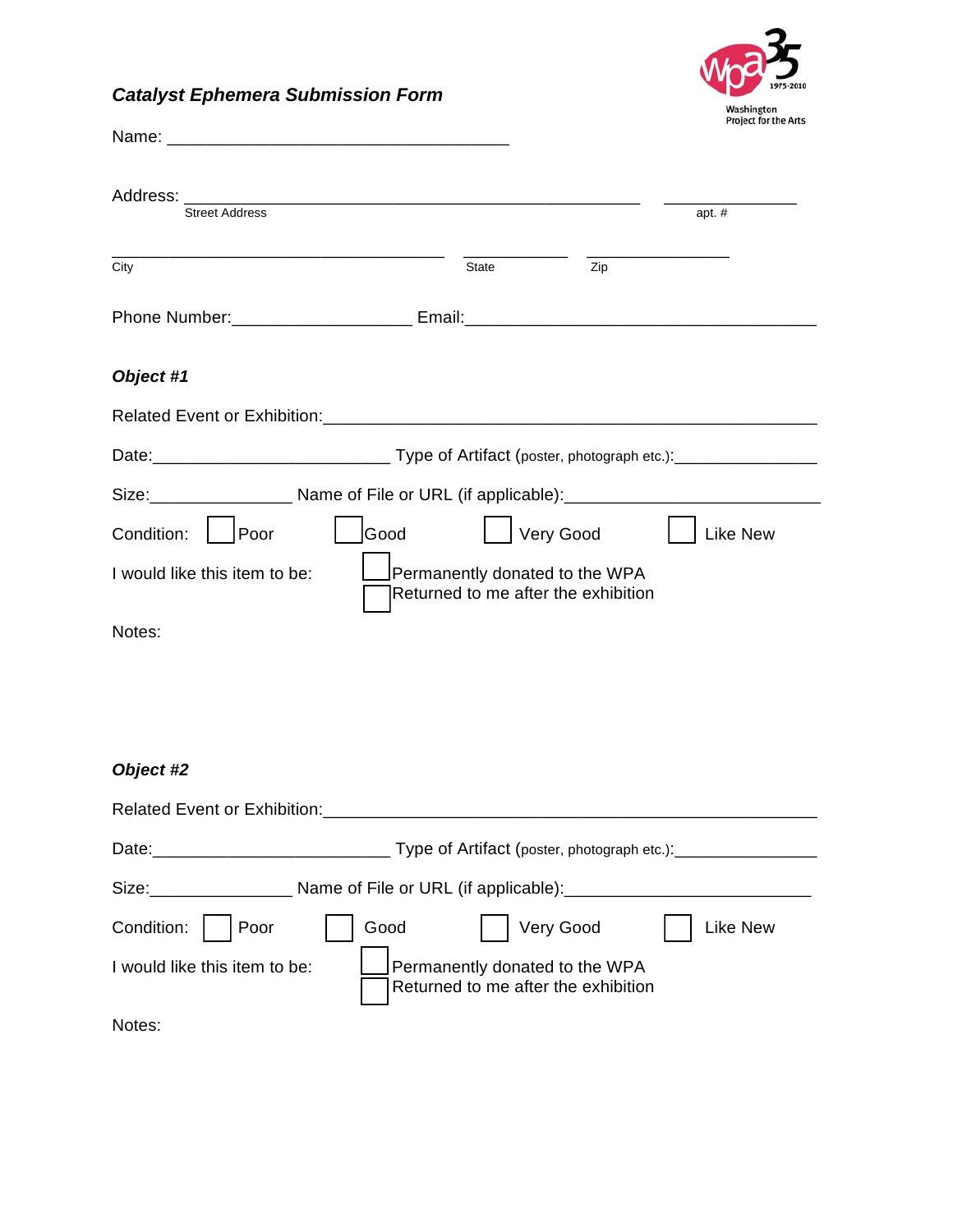### *Catalyst Ephemera Submission Form*

Washington Project for the Arts

Name: ___________________________________

Address: ______________________________________________ _____________
Street Address apt. #

__________________________________ ___________ ______________
City State Zip

Phone Number:__________________ Email:____________________________________

### *Object #1*

Related Event or Exhibition:_______________________________________________

Date:________________________ Type of Artifact (poster, photograph etc.):______________

Size:______________ Name of File or URL (if applicable):_________________________

Condition: ☐ Poor ☐ Good ☐ Very Good ☐ Like New

I would like this item to be: ☐ Permanently donated to the WPA
☐ Returned to me after the exhibition

Notes:

### *Object #2*

Related Event or Exhibition:_______________________________________________

Date:________________________ Type of Artifact (poster, photograph etc.):______________

Size:______________ Name of File or URL (if applicable):_________________________

Condition: ☐ Poor ☐ Good ☐ Very Good ☐ Like New

I would like this item to be: ☐ Permanently donated to the WPA
☐ Returned to me after the exhibition

Notes: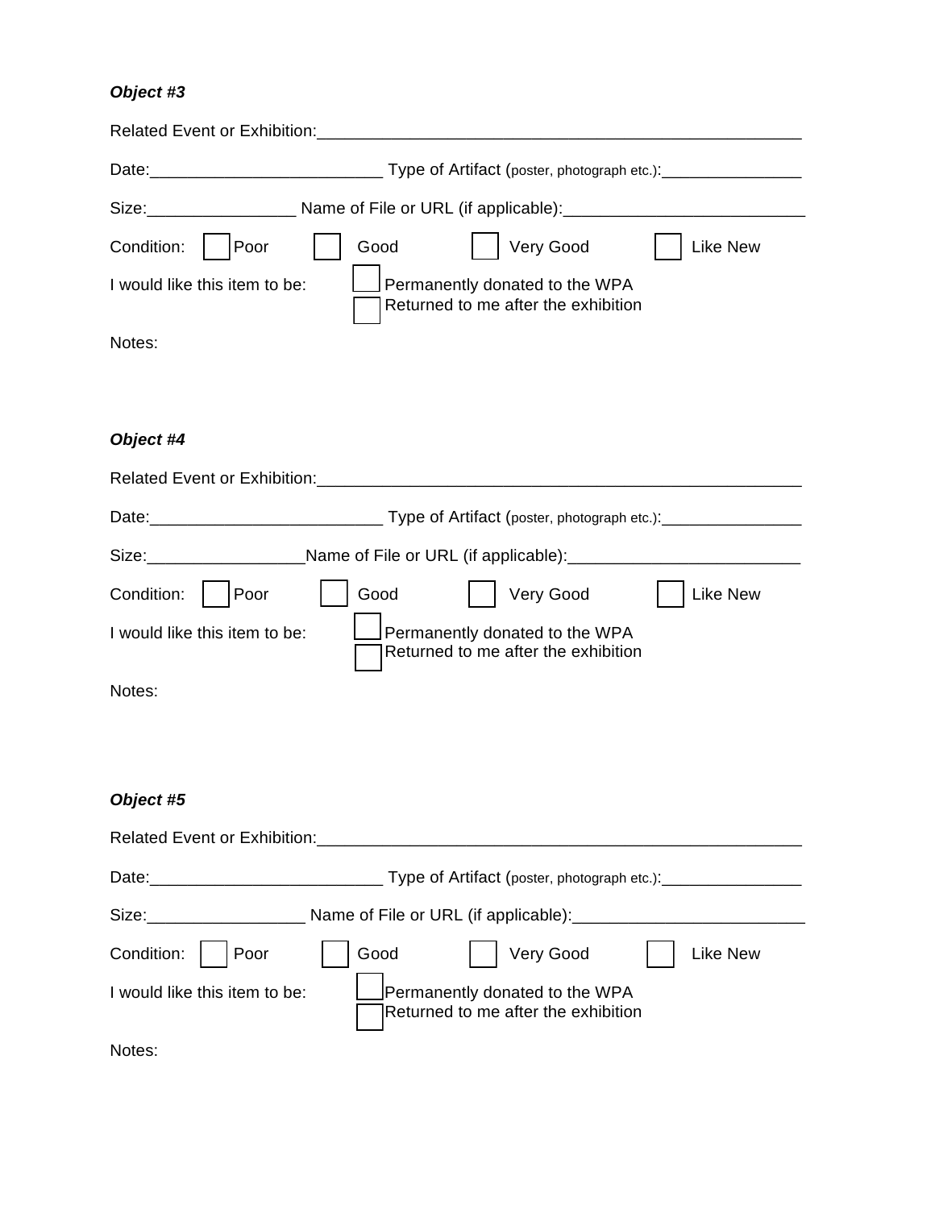***Object #3***

Related Event or Exhibition:_____________________________________________________

Date:_________________________ Type of Artifact (poster, photograph etc.):_______________

Size:________________ Name of File or URL (if applicable):__________________________

Condition: ☐ Poor ☐ Good ☐ Very Good ☐ Like New

I would like this item to be: ☐ Permanently donated to the WPA
☐ Returned to me after the exhibition

Notes:

***Object #4***

Related Event or Exhibition:_____________________________________________________

Date:_________________________ Type of Artifact (poster, photograph etc.):_______________

Size:_________________Name of File or URL (if applicable):_________________________

Condition: ☐ Poor ☐ Good ☐ Very Good ☐ Like New

I would like this item to be: ☐ Permanently donated to the WPA
☐ Returned to me after the exhibition

Notes:

***Object #5***

Related Event or Exhibition:_____________________________________________________

Date:_________________________ Type of Artifact (poster, photograph etc.):_______________

Size:_________________ Name of File or URL (if applicable):_________________________

Condition: ☐ Poor ☐ Good ☐ Very Good ☐ Like New

I would like this item to be: ☐ Permanently donated to the WPA
☐ Returned to me after the exhibition

Notes: